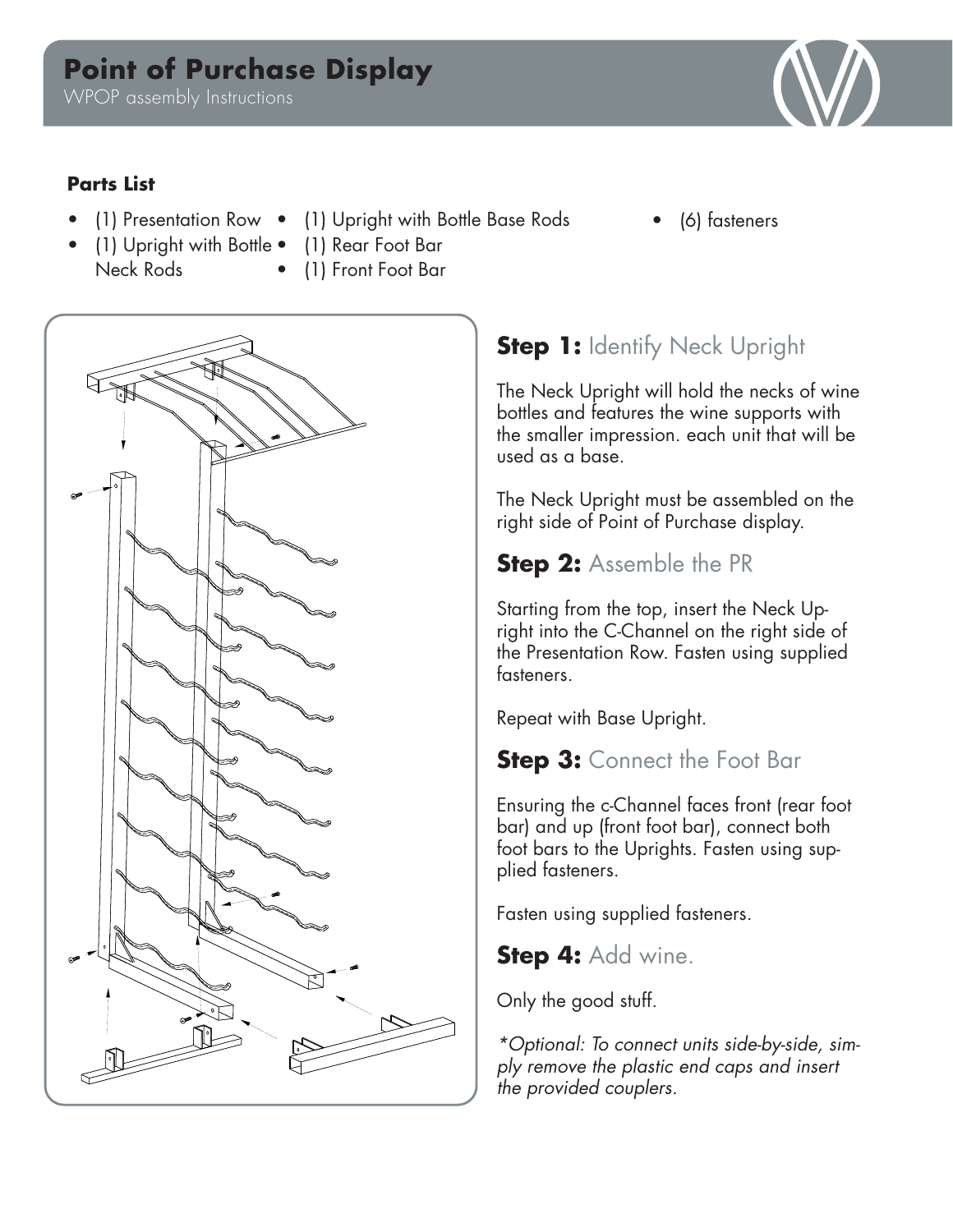# Point of Purchase Display

WPOP assembly Instructions

**Parts List**

- (1) Presentation Row
- (1) Upright with Bottle Neck Rods
- (1) Upright with Bottle Base Rods
- (1) Rear Foot Bar
- (1) Front Foot Bar
- (6) fasteners

## **Step 1:** Identify Neck Upright

The Neck Upright will hold the necks of wine bottles and features the wine supports with the smaller impression. each unit that will be used as a base.

The Neck Upright must be assembled on the right side of Point of Purchase display.

## **Step 2:** Assemble the PR

Starting from the top, insert the Neck Upright into the C-Channel on the right side of the Presentation Row. Fasten using supplied fasteners.

Repeat with Base Upright.

## **Step 3:** Connect the Foot Bar

Ensuring the c-Channel faces front (rear foot bar) and up (front foot bar), connect both foot bars to the Uprights. Fasten using supplied fasteners.

Fasten using supplied fasteners.

## **Step 4:** Add wine.

Only the good stuff.

*\*Optional: To connect units side-by-side, simply remove the plastic end caps and insert the provided couplers.*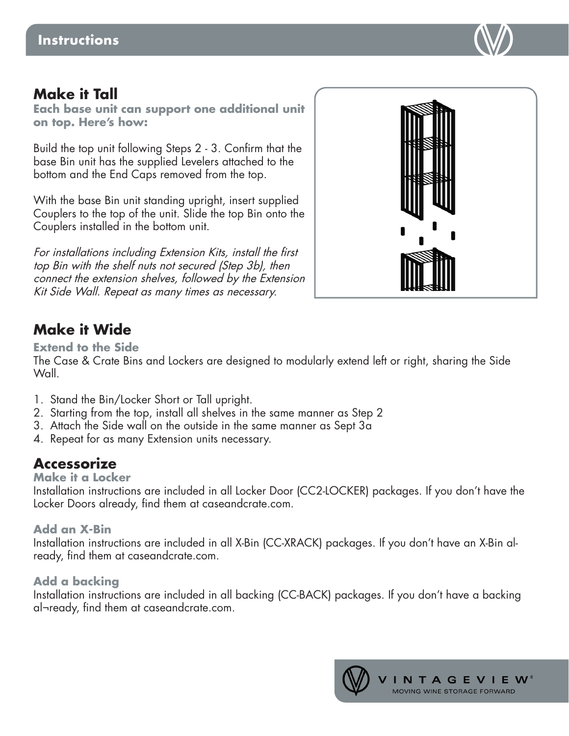## Make it Tall

**Each base unit can support one additional unit on top. Here's how:**

Build the top unit following Steps 2 - 3. Confirm that the base Bin unit has the supplied Levelers attached to the bottom and the End Caps removed from the top.

With the base Bin unit standing upright, insert supplied Couplers to the top of the unit. Slide the top Bin onto the Couplers installed in the bottom unit.

*For installations including Extension Kits, install the first top Bin with the shelf nuts not secured (Step 3b), then connect the extension shelves, followed by the Extension Kit Side Wall. Repeat as many times as necessary.*

## Make it Wide

**Extend to the Side**

The Case & Crate Bins and Lockers are designed to modularly extend left or right, sharing the Side Wall.

1. Stand the Bin/Locker Short or Tall upright.
2. Starting from the top, install all shelves in the same manner as Step 2
3. Attach the Side wall on the outside in the same manner as Sept 3a
4. Repeat for as many Extension units necessary.

## Accessorize

**Make it a Locker**

Installation instructions are included in all Locker Door (CC2-LOCKER) packages. If you don't have the Locker Doors already, find them at caseandcrate.com.

**Add an X-Bin**

Installation instructions are included in all X-Bin (CC-XRACK) packages. If you don't have an X-Bin already, find them at caseandcrate.com.

**Add a backing**

Installation instructions are included in all backing (CC-BACK) packages. If you don't have a backing al¬ready, find them at caseandcrate.com.